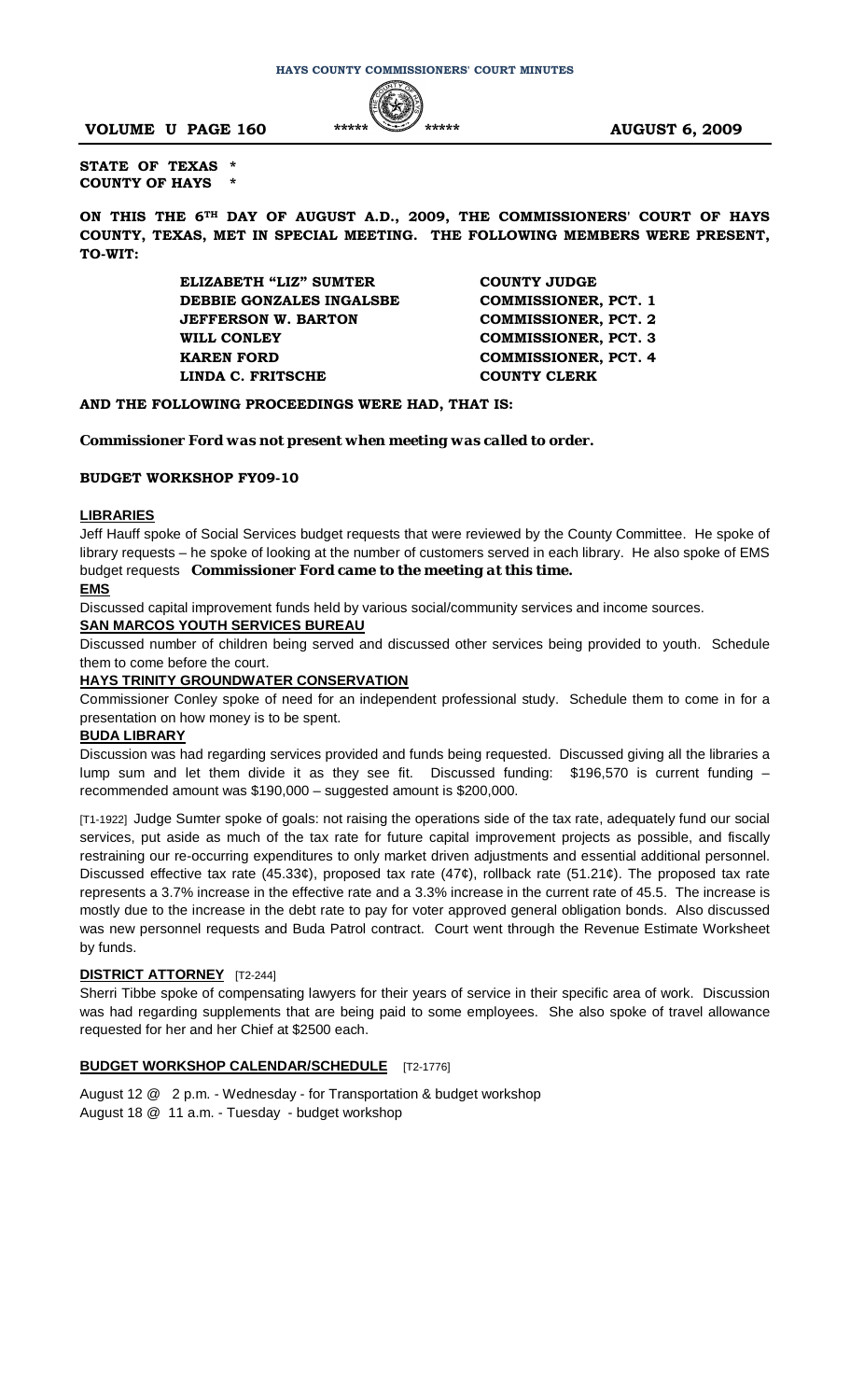**STATE OF TEXAS \***
**COUNTY OF HAYS \***

**ON THIS THE 6TH DAY OF AUGUST A.D., 2009, THE COMMISSIONERS' COURT OF HAYS COUNTY, TEXAS, MET IN SPECIAL MEETING. THE FOLLOWING MEMBERS WERE PRESENT, TO-WIT:**

| | |
|---|---|
| **ELIZABETH "LIZ" SUMTER** | **COUNTY JUDGE** |
| **DEBBIE GONZALES INGALSBE** | **COMMISSIONER, PCT. 1** |
| **JEFFERSON W. BARTON** | **COMMISSIONER, PCT. 2** |
| **WILL CONLEY** | **COMMISSIONER, PCT. 3** |
| **KAREN FORD** | **COMMISSIONER, PCT. 4** |
| **LINDA C. FRITSCHE** | **COUNTY CLERK** |

***AND THE FOLLOWING PROCEEDINGS WERE HAD, THAT IS:***

***Commissioner Ford was not present when meeting was called to order.***

**BUDGET WORKSHOP FY09-10**

**LIBRARIES**

Jeff Hauff spoke of Social Services budget requests that were reviewed by the County Committee. He spoke of library requests – he spoke of looking at the number of customers served in each library. He also spoke of EMS budget requests ***Commissioner Ford came to the meeting at this time.***

**EMS**

Discussed capital improvement funds held by various social/community services and income sources.

**SAN MARCOS YOUTH SERVICES BUREAU**

Discussed number of children being served and discussed other services being provided to youth. Schedule them to come before the court.

**HAYS TRINITY GROUNDWATER CONSERVATION**

Commissioner Conley spoke of need for an independent professional study. Schedule them to come in for a presentation on how money is to be spent.

**BUDA LIBRARY**

Discussion was had regarding services provided and funds being requested. Discussed giving all the libraries a lump sum and let them divide it as they see fit. Discussed funding: $196,570 is current funding – recommended amount was $190,000 – suggested amount is $200,000.

[T1-1922] Judge Sumter spoke of goals: not raising the operations side of the tax rate, adequately fund our social services, put aside as much of the tax rate for future capital improvement projects as possible, and fiscally restraining our re-occurring expenditures to only market driven adjustments and essential additional personnel. Discussed effective tax rate (45.33¢), proposed tax rate (47¢), rollback rate (51.21¢). The proposed tax rate represents a 3.7% increase in the effective rate and a 3.3% increase in the current rate of 45.5. The increase is mostly due to the increase in the debt rate to pay for voter approved general obligation bonds. Also discussed was new personnel requests and Buda Patrol contract. Court went through the Revenue Estimate Worksheet by funds.

**DISTRICT ATTORNEY** [T2-244]

Sherri Tibbe spoke of compensating lawyers for their years of service in their specific area of work. Discussion was had regarding supplements that are being paid to some employees. She also spoke of travel allowance requested for her and her Chief at $2500 each.

**BUDGET WORKSHOP CALENDAR/SCHEDULE** [T2-1776]

August 12 @ 2 p.m. - Wednesday - for Transportation & budget workshop
August 18 @ 11 a.m. - Tuesday - budget workshop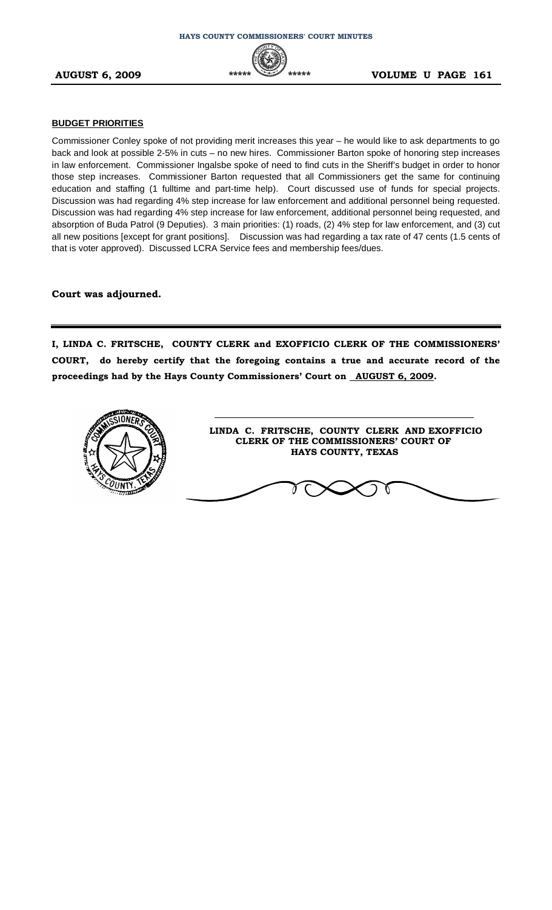**BUDGET PRIORITIES**

Commissioner Conley spoke of not providing merit increases this year – he would like to ask departments to go back and look at possible 2-5% in cuts – no new hires. Commissioner Barton spoke of honoring step increases in law enforcement. Commissioner Ingalsbe spoke of need to find cuts in the Sheriff's budget in order to honor those step increases. Commissioner Barton requested that all Commissioners get the same for continuing education and staffing (1 fulltime and part-time help). Court discussed use of funds for special projects. Discussion was had regarding 4% step increase for law enforcement and additional personnel being requested. Discussion was had regarding 4% step increase for law enforcement, additional personnel being requested, and absorption of Buda Patrol (9 Deputies). 3 main priorities: (1) roads, (2) 4% step for law enforcement, and (3) cut all new positions [except for grant positions]. Discussion was had regarding a tax rate of 47 cents (1.5 cents of that is voter approved). Discussed LCRA Service fees and membership fees/dues.

**Court was adjourned.**

---

**I, LINDA C. FRITSCHE, COUNTY CLERK and EXOFFICIO CLERK OF THE COMMISSIONERS' COURT, do hereby certify that the foregoing contains a true and accurate record of the proceedings had by the Hays County Commissioners' Court on AUGUST 6, 2009.**

**LINDA C. FRITSCHE, COUNTY CLERK AND EXOFFICIO CLERK OF THE COMMISSIONERS' COURT OF HAYS COUNTY, TEXAS**